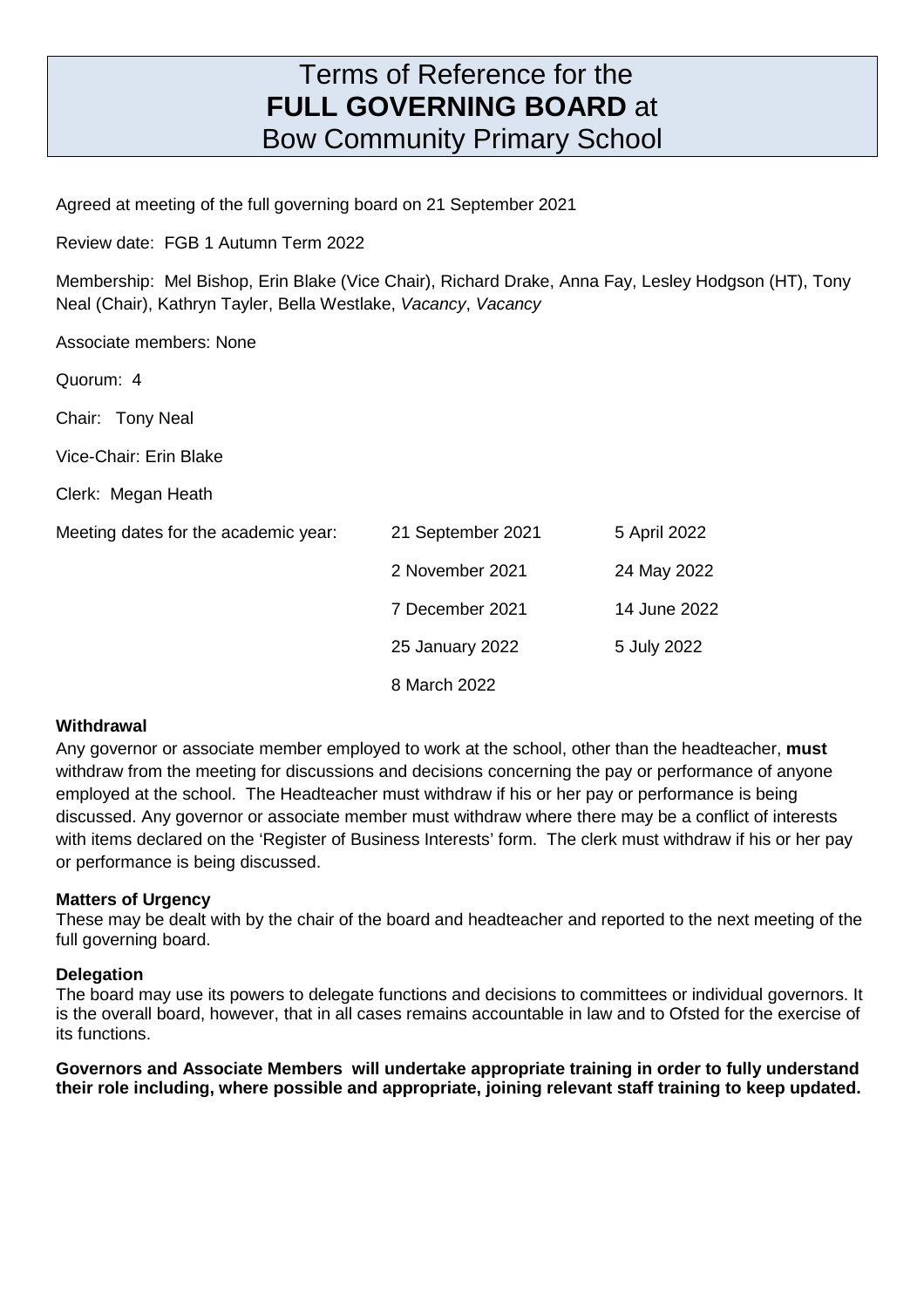# Terms of Reference for the **FULL GOVERNING BOARD** at Bow Community Primary School

Agreed at meeting of the full governing board on 21 September 2021

Review date: FGB 1 Autumn Term 2022

Membership: Mel Bishop, Erin Blake (Vice Chair), Richard Drake, Anna Fay, Lesley Hodgson (HT), Tony Neal (Chair), Kathryn Tayler, Bella Westlake, *Vacancy*, *Vacancy*

Associate members: None

Quorum: 4

Chair: Tony Neal

Vice-Chair: Erin Blake

Clerk: Megan Heath

| Meeting dates for the academic year: | 21 September 2021 | 5 April 2022 |
|---|---|---|
| | 2 November 2021 | 24 May 2022 |
| | 7 December 2021 | 14 June 2022 |
| | 25 January 2022 | 5 July 2022 |
| | 8 March 2022 | |

### Withdrawal

Any governor or associate member employed to work at the school, other than the headteacher, **must** withdraw from the meeting for discussions and decisions concerning the pay or performance of anyone employed at the school. The Headteacher must withdraw if his or her pay or performance is being discussed. Any governor or associate member must withdraw where there may be a conflict of interests with items declared on the 'Register of Business Interests' form. The clerk must withdraw if his or her pay or performance is being discussed.

### Matters of Urgency

These may be dealt with by the chair of the board and headteacher and reported to the next meeting of the full governing board.

### Delegation

The board may use its powers to delegate functions and decisions to committees or individual governors. It is the overall board, however, that in all cases remains accountable in law and to Ofsted for the exercise of its functions.

**Governors and Associate Members will undertake appropriate training in order to fully understand their role including, where possible and appropriate, joining relevant staff training to keep updated.**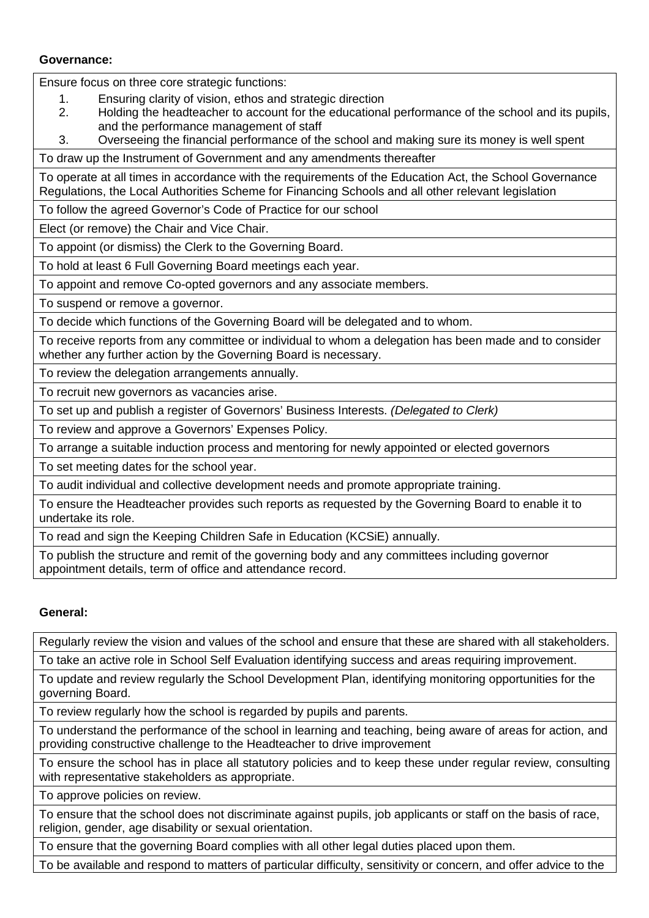**Governance:**

| Ensure focus on three core strategic functions:<br>1. Ensuring clarity of vision, ethos and strategic direction<br>2. Holding the headteacher to account for the educational performance of the school and its pupils, and the performance management of staff<br>3. Overseeing the financial performance of the school and making sure its money is well spent |
|---|
| To draw up the Instrument of Government and any amendments thereafter |
| To operate at all times in accordance with the requirements of the Education Act, the School Governance Regulations, the Local Authorities Scheme for Financing Schools and all other relevant legislation |
| To follow the agreed Governor's Code of Practice for our school |
| Elect (or remove) the Chair and Vice Chair. |
| To appoint (or dismiss) the Clerk to the Governing Board. |
| To hold at least 6 Full Governing Board meetings each year. |
| To appoint and remove Co-opted governors and any associate members. |
| To suspend or remove a governor. |
| To decide which functions of the Governing Board will be delegated and to whom. |
| To receive reports from any committee or individual to whom a delegation has been made and to consider whether any further action by the Governing Board is necessary. |
| To review the delegation arrangements annually. |
| To recruit new governors as vacancies arise. |
| To set up and publish a register of Governors' Business Interests. *(Delegated to Clerk)* |
| To review and approve a Governors' Expenses Policy. |
| To arrange a suitable induction process and mentoring for newly appointed or elected governors |
| To set meeting dates for the school year. |
| To audit individual and collective development needs and promote appropriate training. |
| To ensure the Headteacher provides such reports as requested by the Governing Board to enable it to undertake its role. |
| To read and sign the Keeping Children Safe in Education (KCSiE) annually. |
| To publish the structure and remit of the governing body and any committees including governor appointment details, term of office and attendance record. |

**General:**

| Regularly review the vision and values of the school and ensure that these are shared with all stakeholders. |
|---|
| To take an active role in School Self Evaluation identifying success and areas requiring improvement. |
| To update and review regularly the School Development Plan, identifying monitoring opportunities for the governing Board. |
| To review regularly how the school is regarded by pupils and parents. |
| To understand the performance of the school in learning and teaching, being aware of areas for action, and providing constructive challenge to the Headteacher to drive improvement |
| To ensure the school has in place all statutory policies and to keep these under regular review, consulting with representative stakeholders as appropriate. |
| To approve policies on review. |
| To ensure that the school does not discriminate against pupils, job applicants or staff on the basis of race, religion, gender, age disability or sexual orientation. |
| To ensure that the governing Board complies with all other legal duties placed upon them. |
| To be available and respond to matters of particular difficulty, sensitivity or concern, and offer advice to the |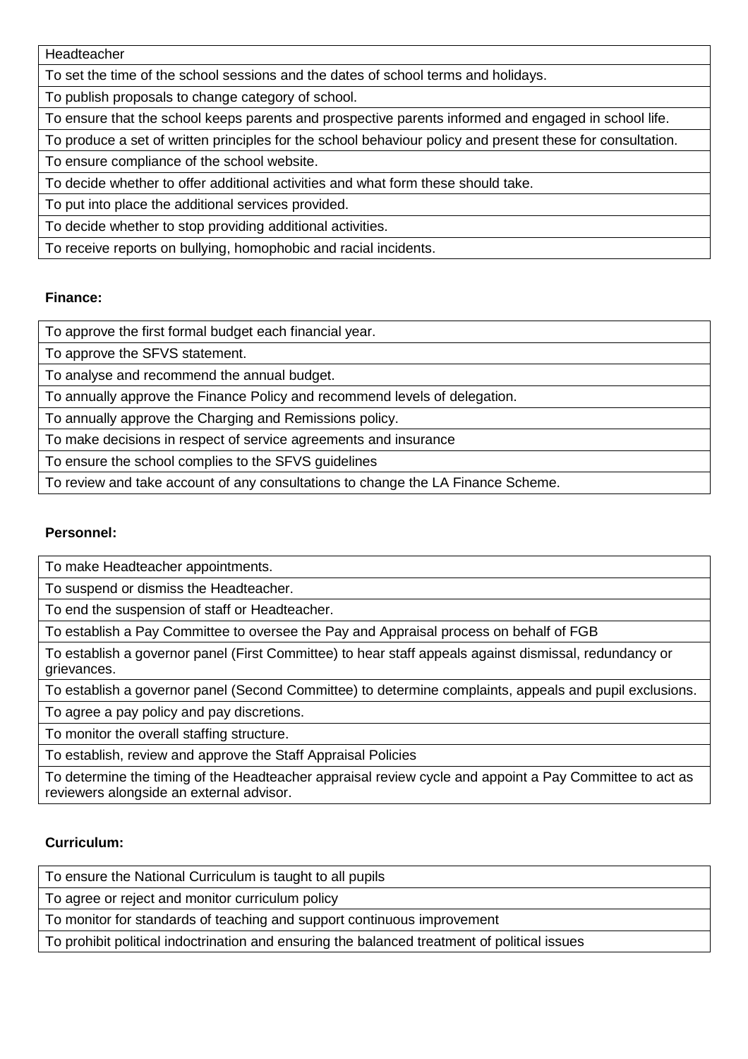| |
|---|
| Headteacher |
| To set the time of the school sessions and the dates of school terms and holidays. |
| To publish proposals to change category of school. |
| To ensure that the school keeps parents and prospective parents informed and engaged in school life. |
| To produce a set of written principles for the school behaviour policy and present these for consultation. |
| To ensure compliance of the school website. |
| To decide whether to offer additional activities and what form these should take. |
| To put into place the additional services provided. |
| To decide whether to stop providing additional activities. |
| To receive reports on bullying, homophobic and racial incidents. |

**Finance:**

| |
|---|
| To approve the first formal budget each financial year. |
| To approve the SFVS statement. |
| To analyse and recommend the annual budget. |
| To annually approve the Finance Policy and recommend levels of delegation. |
| To annually approve the Charging and Remissions policy. |
| To make decisions in respect of service agreements and insurance |
| To ensure the school complies to the SFVS guidelines |
| To review and take account of any consultations to change the LA Finance Scheme. |

**Personnel:**

| |
|---|
| To make Headteacher appointments. |
| To suspend or dismiss the Headteacher. |
| To end the suspension of staff or Headteacher. |
| To establish a Pay Committee to oversee the Pay and Appraisal process on behalf of FGB |
| To establish a governor panel (First Committee) to hear staff appeals against dismissal, redundancy or grievances. |
| To establish a governor panel (Second Committee) to determine complaints, appeals and pupil exclusions. |
| To agree a pay policy and pay discretions. |
| To monitor the overall staffing structure. |
| To establish, review and approve the Staff Appraisal Policies |
| To determine the timing of the Headteacher appraisal review cycle and appoint a Pay Committee to act as reviewers alongside an external advisor. |

**Curriculum:**

| |
|---|
| To ensure the National Curriculum is taught to all pupils |
| To agree or reject and monitor curriculum policy |
| To monitor for standards of teaching and support continuous improvement |
| To prohibit political indoctrination and ensuring the balanced treatment of political issues |